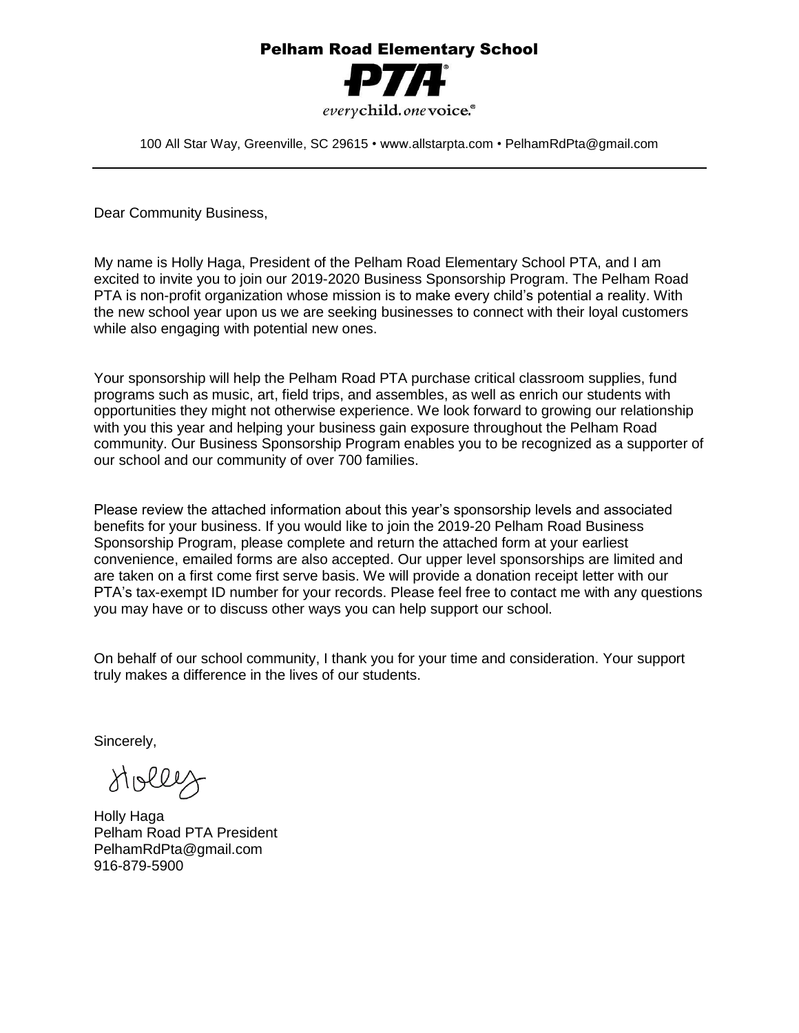# Pelham Road Elementary School

PTA

*every* **child.** *one* **voice.**®

100 All Star Way, Greenville, SC 29615 • www.allstarpta.com • PelhamRdPta@gmail.com

---

Dear Community Business,

My name is Holly Haga, President of the Pelham Road Elementary School PTA, and I am excited to invite you to join our 2019-2020 Business Sponsorship Program. The Pelham Road PTA is non-profit organization whose mission is to make every child's potential a reality. With the new school year upon us we are seeking businesses to connect with their loyal customers while also engaging with potential new ones.

Your sponsorship will help the Pelham Road PTA purchase critical classroom supplies, fund programs such as music, art, field trips, and assembles, as well as enrich our students with opportunities they might not otherwise experience. We look forward to growing our relationship with you this year and helping your business gain exposure throughout the Pelham Road community. Our Business Sponsorship Program enables you to be recognized as a supporter of our school and our community of over 700 families.

Please review the attached information about this year's sponsorship levels and associated benefits for your business. If you would like to join the 2019-20 Pelham Road Business Sponsorship Program, please complete and return the attached form at your earliest convenience, emailed forms are also accepted. Our upper level sponsorships are limited and are taken on a first come first serve basis. We will provide a donation receipt letter with our PTA's tax-exempt ID number for your records. Please feel free to contact me with any questions you may have or to discuss other ways you can help support our school.

On behalf of our school community, I thank you for your time and consideration. Your support truly makes a difference in the lives of our students.

Sincerely,

Holley

Holly Haga
Pelham Road PTA President
PelhamRdPta@gmail.com
916-879-5900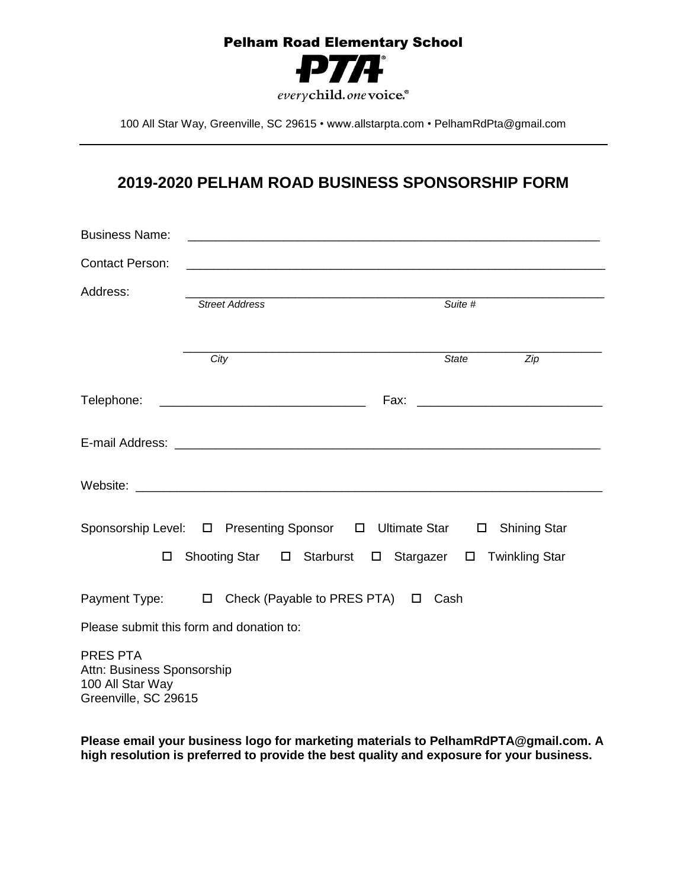**Pelham Road Elementary School**

PTA

*every*child. *one*voice.®

100 All Star Way, Greenville, SC 29615 • www.allstarpta.com • PelhamRdPta@gmail.com

---

## 2019-2020 PELHAM ROAD BUSINESS SPONSORSHIP FORM

Business Name: ____________________________________________________________

Contact Person: ____________________________________________________________

Address: ____________________________________________________________

*Street Address* *Suite #*

____________________________________________________________

*City* *State* *Zip*

Telephone: ______________________________ Fax: ___________________________

E-mail Address: ____________________________________________________________

Website: ____________________________________________________________

Sponsorship Level: ☐ Presenting Sponsor ☐ Ultimate Star ☐ Shining Star

☐ Shooting Star ☐ Starburst ☐ Stargazer ☐ Twinkling Star

Payment Type: ☐ Check (Payable to PRES PTA) ☐ Cash

Please submit this form and donation to:

PRES PTA
Attn: Business Sponsorship
100 All Star Way
Greenville, SC 29615

**Please email your business logo for marketing materials to PelhamRdPTA@gmail.com. A high resolution is preferred to provide the best quality and exposure for your business.**